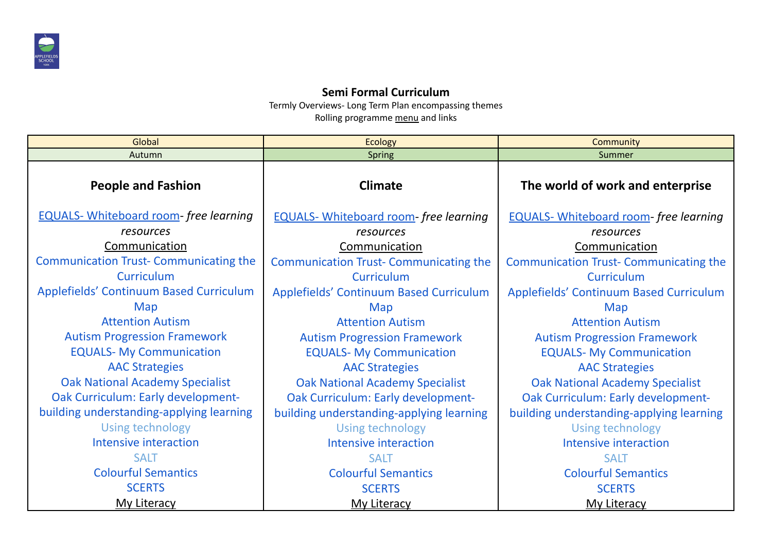**Semi Formal Curriculum**

Termly Overviews- Long Term Plan encompassing themes

Rolling programme menu and links

| Global | Ecology | Community |
|---|---|---|
| Autumn | Spring | Summer |
| **People and Fashion**<br><br>EQUALS- Whiteboard room- *free learning resources*<br>Communication<br>Communication Trust- Communicating the Curriculum<br>Applefields' Continuum Based Curriculum Map<br>Attention Autism<br>Autism Progression Framework<br>EQUALS- My Communication<br>AAC Strategies<br>Oak National Academy Specialist<br>Oak Curriculum: Early development- building understanding-applying learning<br>Using technology<br>Intensive interaction<br>SALT<br>Colourful Semantics<br>SCERTS<br>My Literacy | **Climate**<br><br>EQUALS- Whiteboard room- *free learning resources*<br>Communication<br>Communication Trust- Communicating the Curriculum<br>Applefields' Continuum Based Curriculum Map<br>Attention Autism<br>Autism Progression Framework<br>EQUALS- My Communication<br>AAC Strategies<br>Oak National Academy Specialist<br>Oak Curriculum: Early development- building understanding-applying learning<br>Using technology<br>Intensive interaction<br>SALT<br>Colourful Semantics<br>SCERTS<br>My Literacy | **The world of work and enterprise**<br><br>EQUALS- Whiteboard room- *free learning resources*<br>Communication<br>Communication Trust- Communicating the Curriculum<br>Applefields' Continuum Based Curriculum Map<br>Attention Autism<br>Autism Progression Framework<br>EQUALS- My Communication<br>AAC Strategies<br>Oak National Academy Specialist<br>Oak Curriculum: Early development- building understanding-applying learning<br>Using technology<br>Intensive interaction<br>SALT<br>Colourful Semantics<br>SCERTS<br>My Literacy |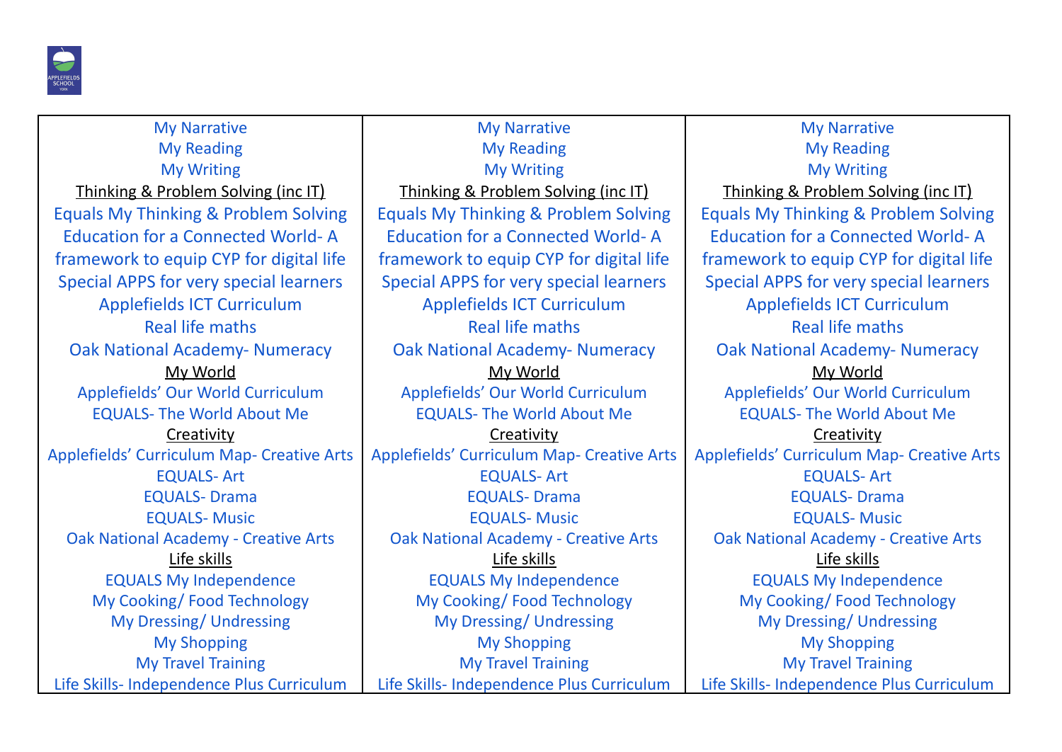| | | |
|---|---|---|
| My Narrative<br>My Reading<br>My Writing<br>Thinking & Problem Solving (inc IT)<br>Equals My Thinking & Problem Solving<br>Education for a Connected World- A framework to equip CYP for digital life<br>Special APPS for very special learners<br>Applefields ICT Curriculum<br>Real life maths<br>Oak National Academy- Numeracy<br>My World<br>Applefields' Our World Curriculum<br>EQUALS- The World About Me<br>Creativity<br>Applefields' Curriculum Map- Creative Arts<br>EQUALS- Art<br>EQUALS- Drama<br>EQUALS- Music<br>Oak National Academy - Creative Arts<br>Life skills<br>EQUALS My Independence<br>My Cooking/ Food Technology<br>My Dressing/ Undressing<br>My Shopping<br>My Travel Training<br>Life Skills- Independence Plus Curriculum | My Narrative<br>My Reading<br>My Writing<br>Thinking & Problem Solving (inc IT)<br>Equals My Thinking & Problem Solving<br>Education for a Connected World- A framework to equip CYP for digital life<br>Special APPS for very special learners<br>Applefields ICT Curriculum<br>Real life maths<br>Oak National Academy- Numeracy<br>My World<br>Applefields' Our World Curriculum<br>EQUALS- The World About Me<br>Creativity<br>Applefields' Curriculum Map- Creative Arts<br>EQUALS- Art<br>EQUALS- Drama<br>EQUALS- Music<br>Oak National Academy - Creative Arts<br>Life skills<br>EQUALS My Independence<br>My Cooking/ Food Technology<br>My Dressing/ Undressing<br>My Shopping<br>My Travel Training<br>Life Skills- Independence Plus Curriculum | My Narrative<br>My Reading<br>My Writing<br>Thinking & Problem Solving (inc IT)<br>Equals My Thinking & Problem Solving<br>Education for a Connected World- A framework to equip CYP for digital life<br>Special APPS for very special learners<br>Applefields ICT Curriculum<br>Real life maths<br>Oak National Academy- Numeracy<br>My World<br>Applefields' Our World Curriculum<br>EQUALS- The World About Me<br>Creativity<br>Applefields' Curriculum Map- Creative Arts<br>EQUALS- Art<br>EQUALS- Drama<br>EQUALS- Music<br>Oak National Academy - Creative Arts<br>Life skills<br>EQUALS My Independence<br>My Cooking/ Food Technology<br>My Dressing/ Undressing<br>My Shopping<br>My Travel Training<br>Life Skills- Independence Plus Curriculum |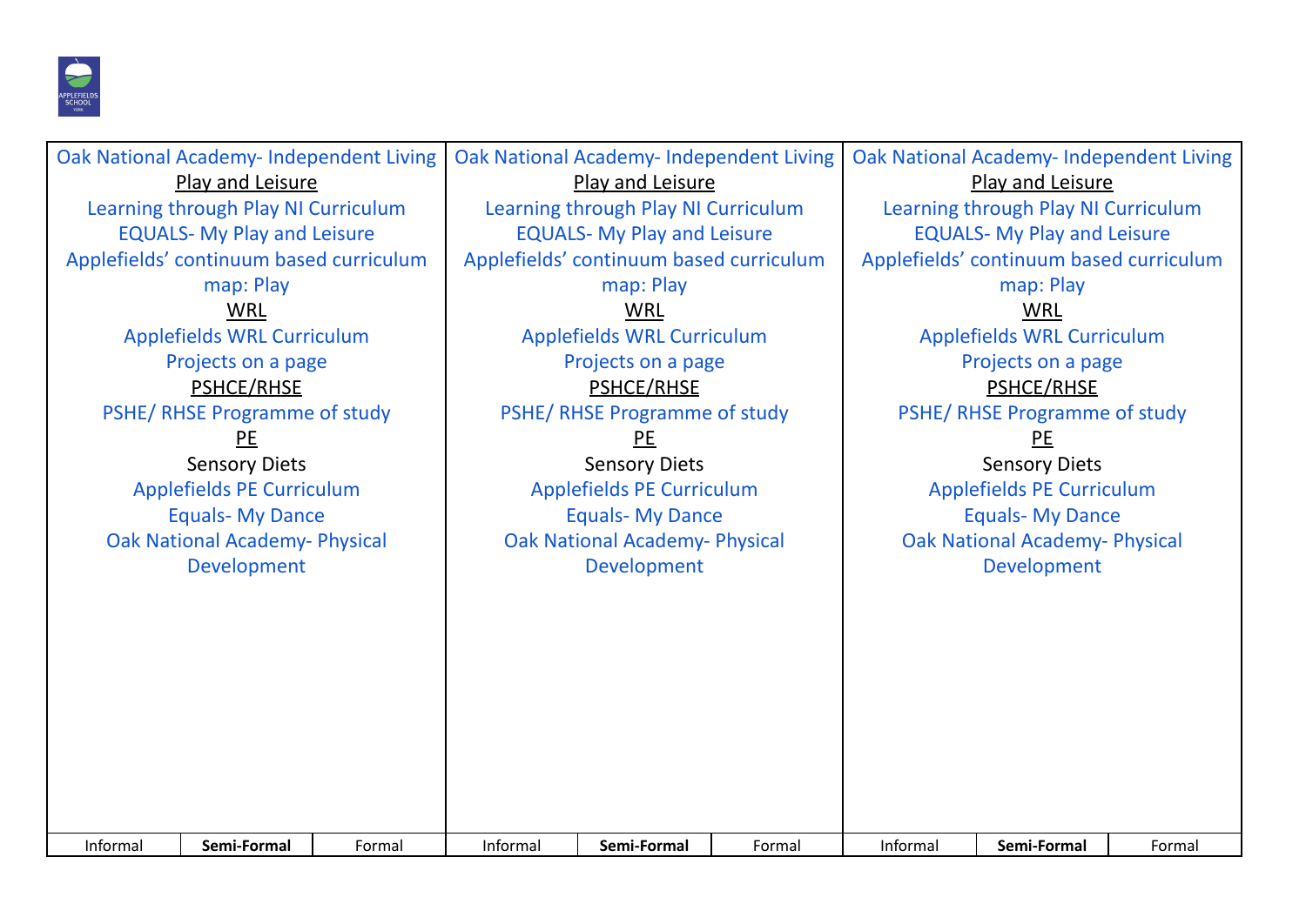| | | |
|---|---|---|
| Oak National Academy- Independent Living<br><u>Play and Leisure</u><br>Learning through Play NI Curriculum<br>EQUALS- My Play and Leisure<br>Applefields' continuum based curriculum map: Play<br><u>WRL</u><br>Applefields WRL Curriculum<br>Projects on a page<br><u>PSHCE/RHSE</u><br>PSHE/ RHSE Programme of study<br><u>PE</u><br>Sensory Diets<br>Applefields PE Curriculum<br>Equals- My Dance<br>Oak National Academy- Physical Development | Oak National Academy- Independent Living<br><u>Play and Leisure</u><br>Learning through Play NI Curriculum<br>EQUALS- My Play and Leisure<br>Applefields' continuum based curriculum map: Play<br><u>WRL</u><br>Applefields WRL Curriculum<br>Projects on a page<br><u>PSHCE/RHSE</u><br>PSHE/ RHSE Programme of study<br><u>PE</u><br>Sensory Diets<br>Applefields PE Curriculum<br>Equals- My Dance<br>Oak National Academy- Physical Development | Oak National Academy- Independent Living<br><u>Play and Leisure</u><br>Learning through Play NI Curriculum<br>EQUALS- My Play and Leisure<br>Applefields' continuum based curriculum map: Play<br><u>WRL</u><br>Applefields WRL Curriculum<br>Projects on a page<br><u>PSHCE/RHSE</u><br>PSHE/ RHSE Programme of study<br><u>PE</u><br>Sensory Diets<br>Applefields PE Curriculum<br>Equals- My Dance<br>Oak National Academy- Physical Development |
| Informal / **Semi-Formal** / Formal | Informal / **Semi-Formal** / Formal | Informal / **Semi-Formal** / Formal |